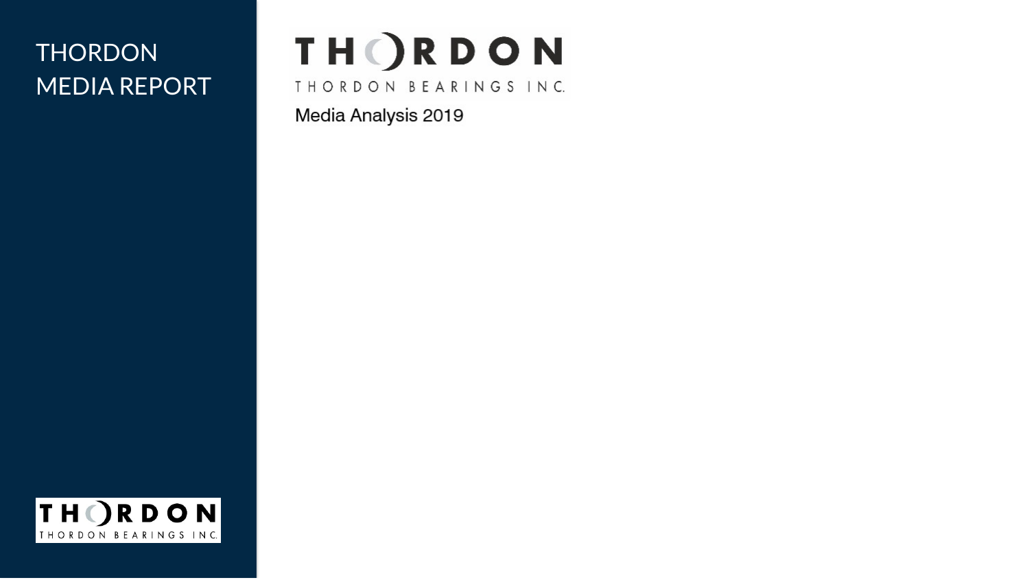# THORDON MEDIA REPORT

THORDON

THORDON BEARINGS INC.

Media Analysis 2019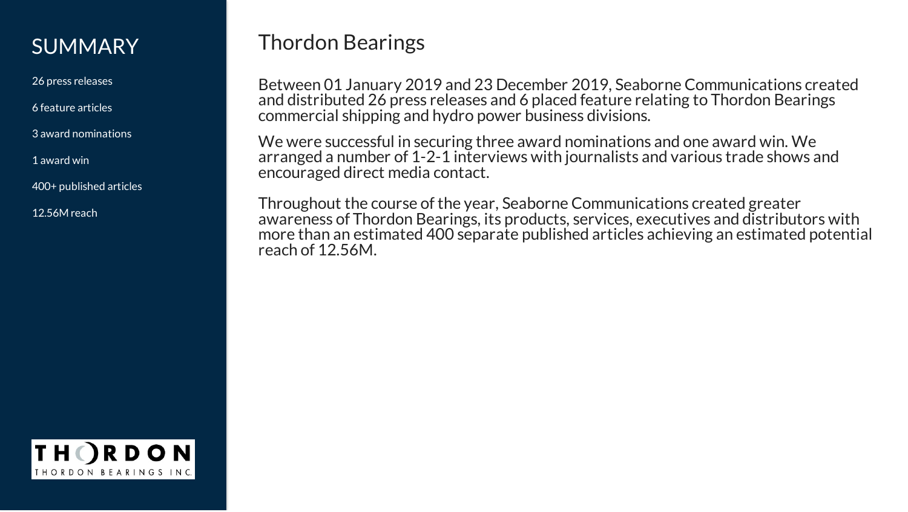## SUMMARY

26 press releases

6 feature articles

3 award nominations

1 award win

400+ published articles

12.56M reach

# Thordon Bearings

Between 01 January 2019 and 23 December 2019, Seaborne Communications created and distributed 26 press releases and 6 placed feature relating to Thordon Bearings commercial shipping and hydro power business divisions.

We were successful in securing three award nominations and one award win. We arranged a number of 1-2-1 interviews with journalists and various trade shows and encouraged direct media contact.

Throughout the course of the year, Seaborne Communications created greater awareness of Thordon Bearings, its products, services, executives and distributors with more than an estimated 400 separate published articles achieving an estimated potential reach of 12.56M.

THORDON
THORDON BEARINGS INC.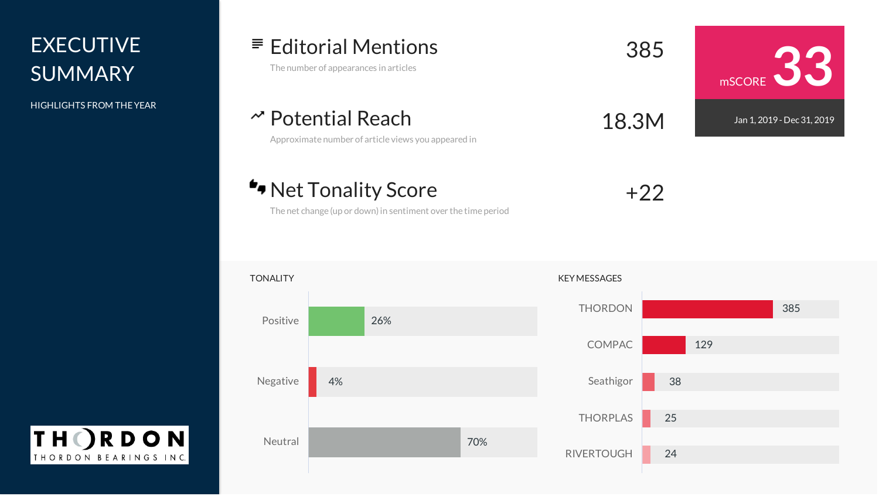# EXECUTIVE SUMMARY

HIGHLIGHTS FROM THE YEAR

## Editorial Mentions

The number of appearances in articles

385

## Potential Reach

Approximate number of article views you appeared in

18.3M

## Net Tonality Score

The net change (up or down) in sentiment over the time period

+22

mSCORE 33

Jan 1, 2019 - Dec 31, 2019

### TONALITY

| Tonality | % |
|---|---|
| Positive | 26% |
| Negative | 4% |
| Neutral | 70% |

### KEY MESSAGES

| Key Message | Count |
|---|---|
| THORDON | 385 |
| COMPAC | 129 |
| Seathigor | 38 |
| THORPLAS | 25 |
| RIVERTOUGH | 24 |

THORDON
THORDON BEARINGS INC.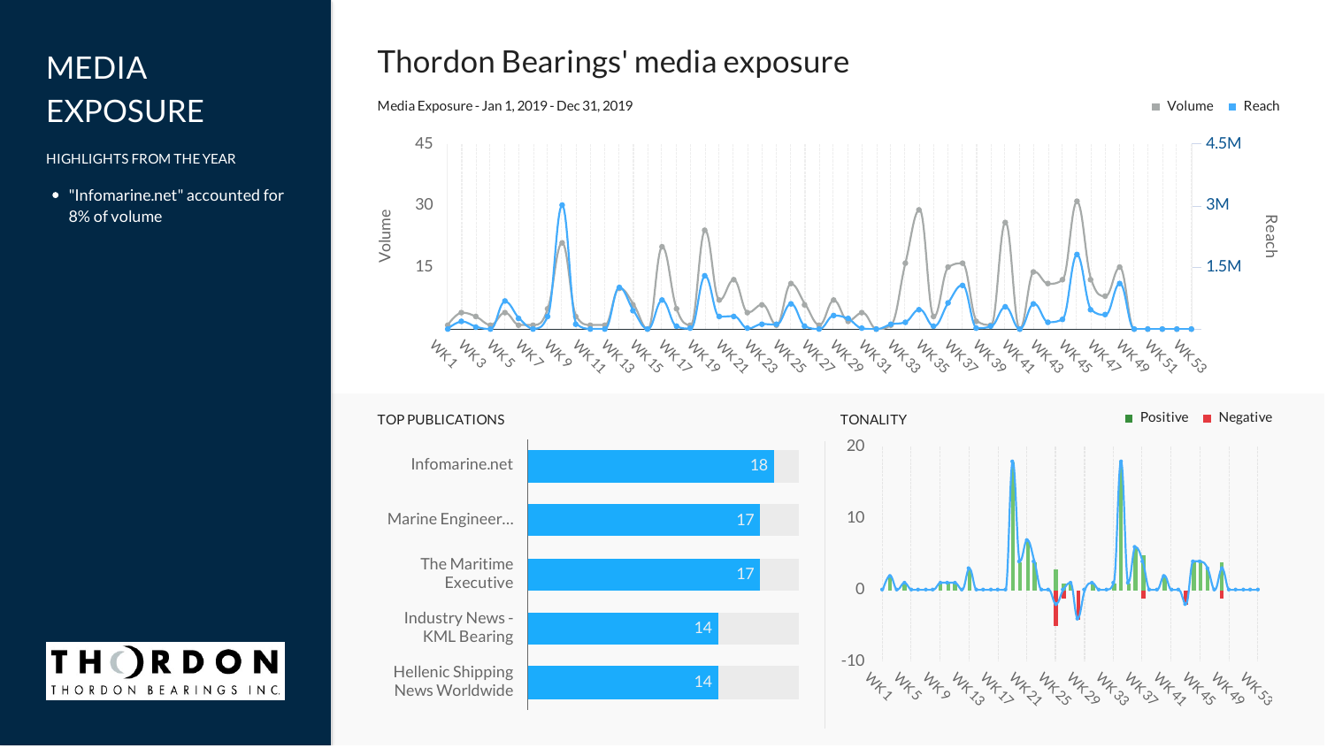# MEDIA EXPOSURE

HIGHLIGHTS FROM THE YEAR

- "Infomarine.net" accounted for 8% of volume

## Thordon Bearings' media exposure

Media Exposure - Jan 1, 2019 - Dec 31, 2019

### TOP PUBLICATIONS

| Publication | Volume |
|---|---|
| Infomarine.net | 18 |
| Marine Engineer... | 17 |
| The Maritime Executive | 17 |
| Industry News - KML Bearing | 14 |
| Hellenic Shipping News Worldwide | 14 |

### TONALITY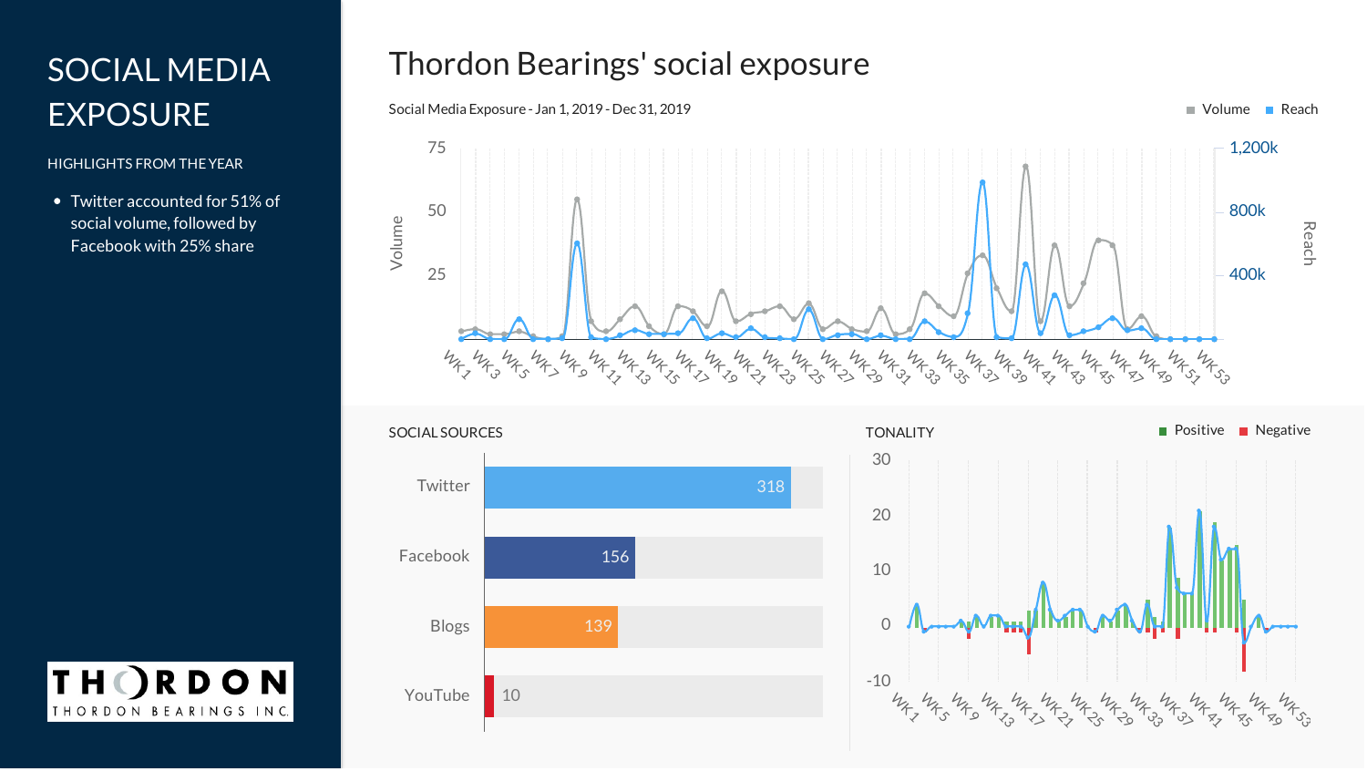# SOCIAL MEDIA EXPOSURE

HIGHLIGHTS FROM THE YEAR

- Twitter accounted for 51% of social volume, followed by Facebook with 25% share

## Thordon Bearings' social exposure

Social Media Exposure - Jan 1, 2019 - Dec 31, 2019

Volume  Reach

### SOCIAL SOURCES

| Source | Count |
| --- | --- |
| Twitter | 318 |
| Facebook | 156 |
| Blogs | 139 |
| YouTube | 10 |

### TONALITY

Positive  Negative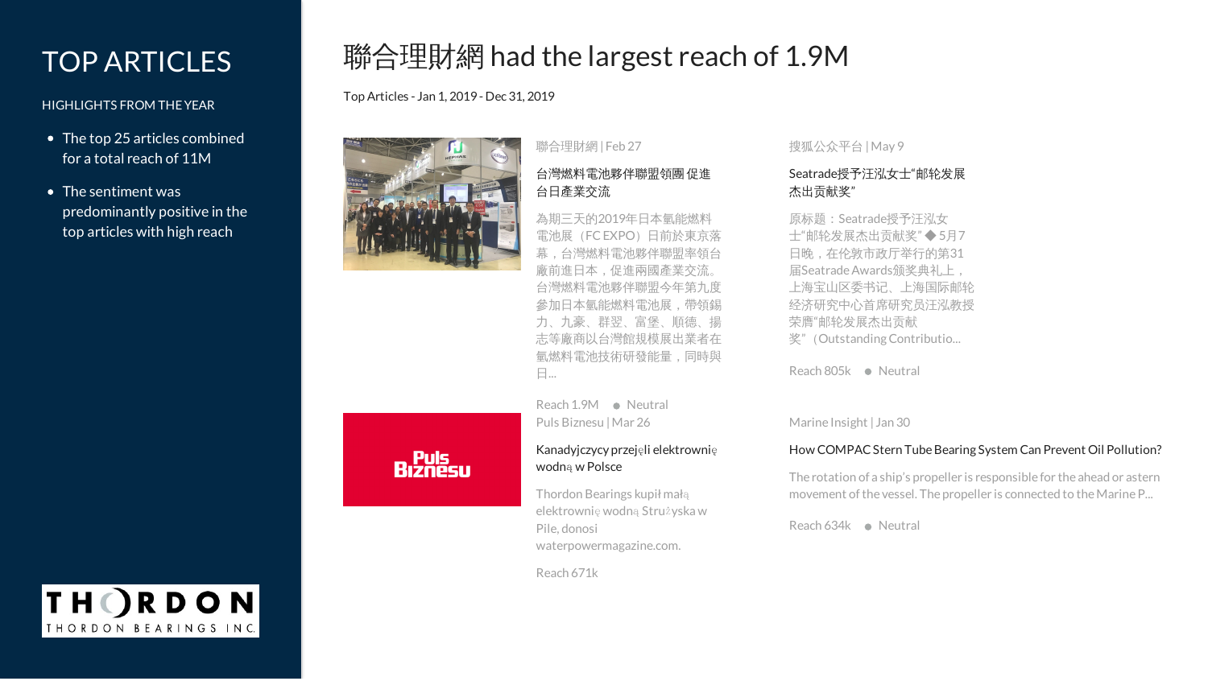# TOP ARTICLES

HIGHLIGHTS FROM THE YEAR

- The top 25 articles combined for a total reach of 11M
- The sentiment was predominantly positive in the top articles with high reach

# 聯合理財網 had the largest reach of 1.9M

Top Articles - Jan 1, 2019 - Dec 31, 2019

聯合理財網 | Feb 27

### 台灣燃料電池夥伴聯盟領團 促進台日產業交流

為期三天的2019年日本氫能燃料電池展（FC EXPO）日前於東京落幕，台灣燃料電池夥伴聯盟率領台廠前進日本，促進兩國產業交流。台灣燃料電池夥伴聯盟今年第九度參加日本氫能燃料電池展，帶領錫力、九豪、群翌、富堡、順德、揚志等廠商以台灣館規模展出業者在氫燃料電池技術研發能量，同時與日...

Reach 1.9M • Neutral

搜狐公众平台 | May 9

### Seatrade授予汪泓女士"邮轮发展杰出贡献奖"

原标题：Seatrade授予汪泓女士"邮轮发展杰出贡献奖"◆5月7日晚，在伦敦市政厅举行的第31届Seatrade Awards颁奖典礼上，上海宝山区委书记、上海国际邮轮经济研究中心首席研究员汪泓教授荣膺"邮轮发展杰出贡献奖"（Outstanding Contributio...

Reach 805k • Neutral

Puls Biznesu | Mar 26

### Kanadyjczycy przejęli elektrownię wodną w Polsce

Thordon Bearings kupił małą elektrownię wodną Strużyska w Pile, donosi waterpowermagazine.com.

Reach 671k

Marine Insight | Jan 30

### How COMPAC Stern Tube Bearing System Can Prevent Oil Pollution?

The rotation of a ship's propeller is responsible for the ahead or astern movement of the vessel. The propeller is connected to the Marine P...

Reach 634k • Neutral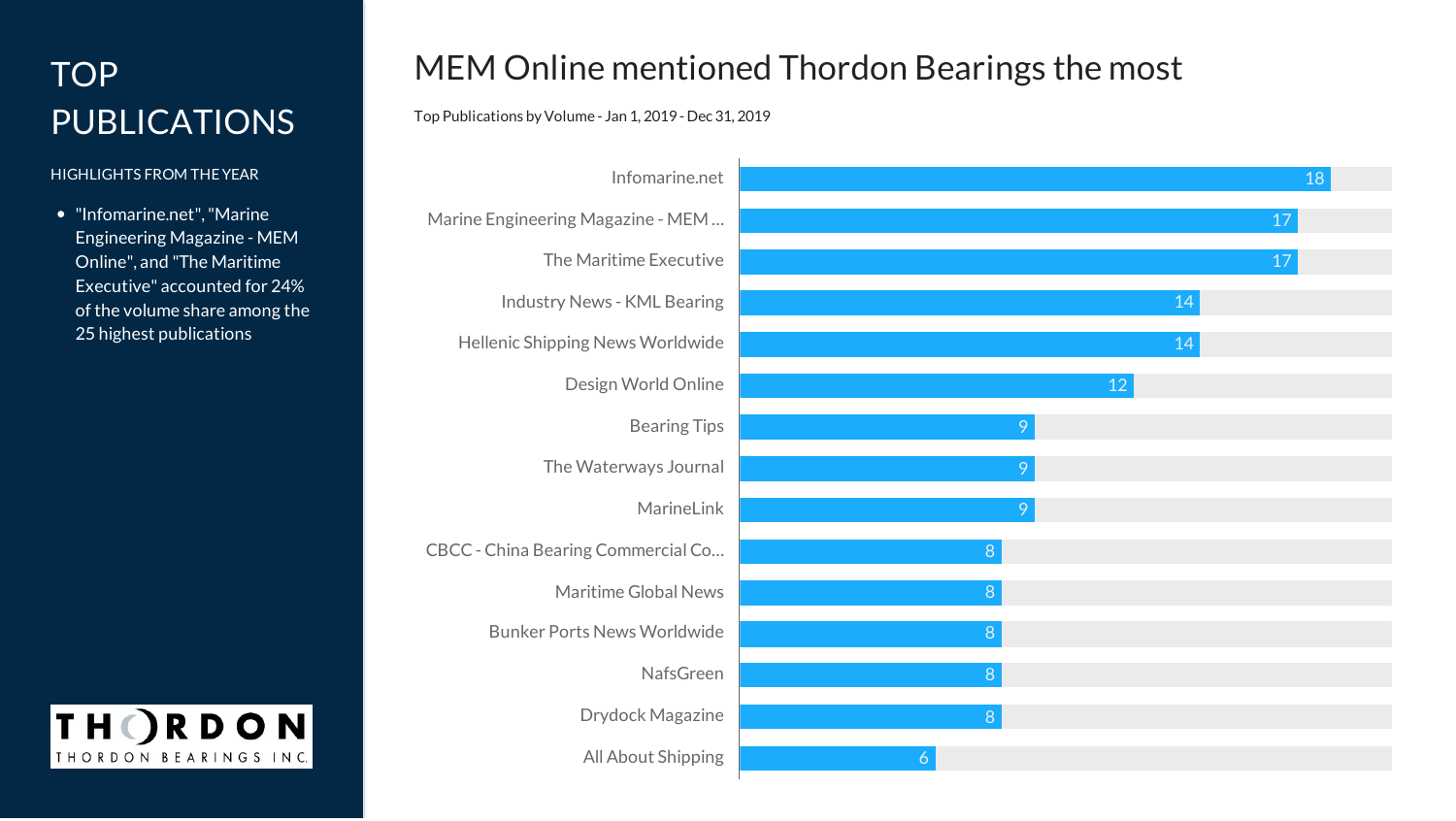# TOP PUBLICATIONS

HIGHLIGHTS FROM THE YEAR

- "Infomarine.net", "Marine Engineering Magazine - MEM Online", and "The Maritime Executive" accounted for 24% of the volume share among the 25 highest publications

THORDON

THORDON BEARINGS INC.

## MEM Online mentioned Thordon Bearings the most

Top Publications by Volume - Jan 1, 2019 - Dec 31, 2019

| Publication | Volume |
|---|---|
| Infomarine.net | 18 |
| Marine Engineering Magazine - MEM ... | 17 |
| The Maritime Executive | 17 |
| Industry News - KML Bearing | 14 |
| Hellenic Shipping News Worldwide | 14 |
| Design World Online | 12 |
| Bearing Tips | 9 |
| The Waterways Journal | 9 |
| MarineLink | 9 |
| CBCC - China Bearing Commercial Co... | 8 |
| Maritime Global News | 8 |
| Bunker Ports News Worldwide | 8 |
| NafsGreen | 8 |
| Drydock Magazine | 8 |
| All About Shipping | 6 |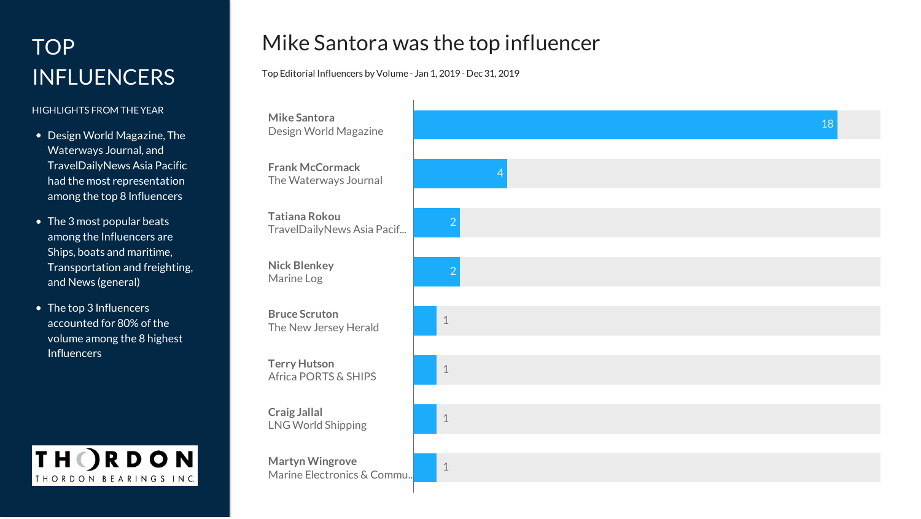# TOP INFLUENCERS

HIGHLIGHTS FROM THE YEAR

- Design World Magazine, The Waterways Journal, and TravelDailyNews Asia Pacific had the most representation among the top 8 Influencers
- The 3 most popular beats among the Influencers are Ships, boats and maritime, Transportation and freighting, and News (general)
- The top 3 Influencers accounted for 80% of the volume among the 8 highest Influencers

THORDON

THORDON BEARINGS INC.

## Mike Santora was the top influencer

Top Editorial Influencers by Volume - Jan 1, 2019 - Dec 31, 2019

| Influencer | Outlet | Volume |
| --- | --- | --- |
| Mike Santora | Design World Magazine | 18 |
| Frank McCormack | The Waterways Journal | 4 |
| Tatiana Rokou | TravelDailyNews Asia Pacif... | 2 |
| Nick Blenkey | Marine Log | 2 |
| Bruce Scruton | The New Jersey Herald | 1 |
| Terry Hutson | Africa PORTS & SHIPS | 1 |
| Craig Jallal | LNG World Shipping | 1 |
| Martyn Wingrove | Marine Electronics & Commu... | 1 |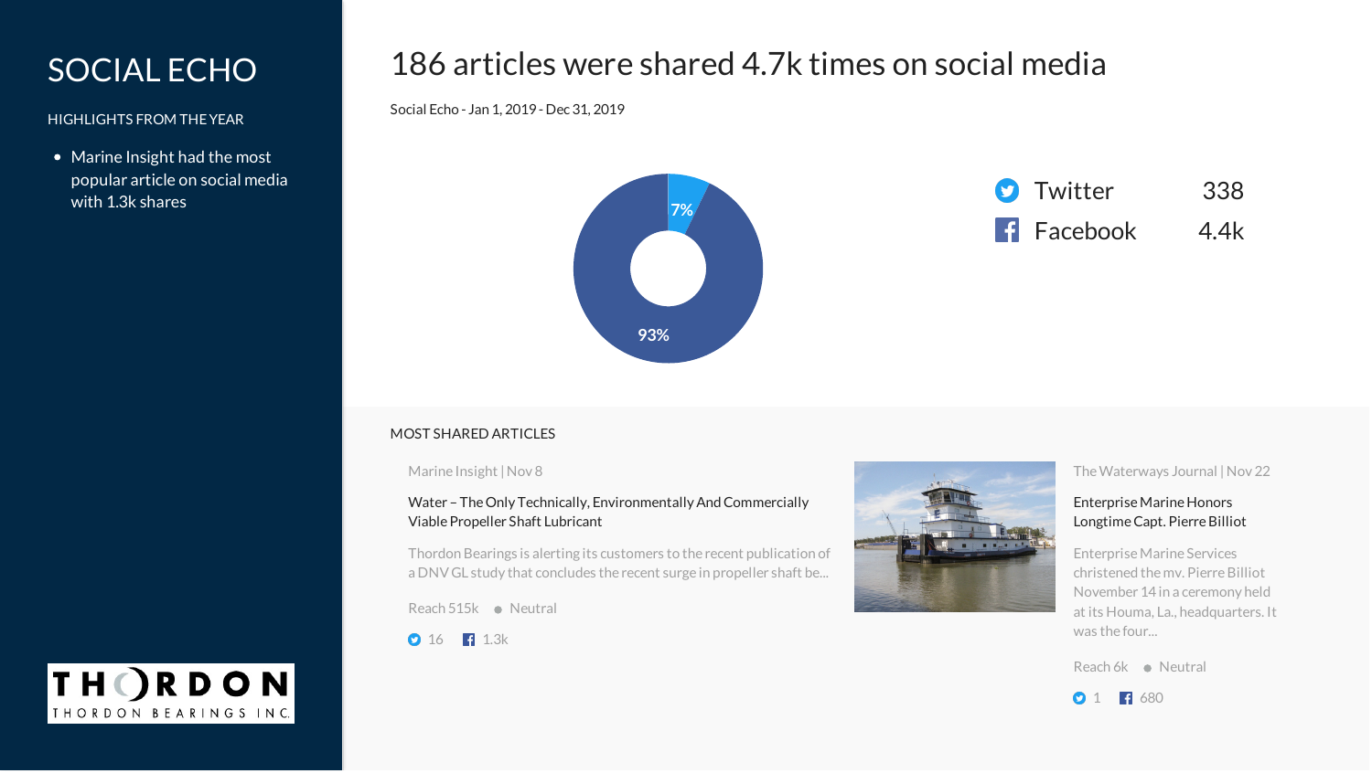# SOCIAL ECHO

HIGHLIGHTS FROM THE YEAR

- Marine Insight had the most popular article on social media with 1.3k shares

THORDON BEARINGS INC.

# 186 articles were shared 4.7k times on social media

Social Echo - Jan 1, 2019 - Dec 31, 2019

7%

93%

| | |
|---|---|
| Twitter | 338 |
| Facebook | 4.4k |

## MOST SHARED ARTICLES

Marine Insight | Nov 8

**Water – The Only Technically, Environmentally And Commercially Viable Propeller Shaft Lubricant**

Thordon Bearings is alerting its customers to the recent publication of a DNV GL study that concludes the recent surge in propeller shaft be...

Reach 515k • Neutral

Twitter 16 Facebook 1.3k

The Waterways Journal | Nov 22

**Enterprise Marine Honors Longtime Capt. Pierre Billiot**

Enterprise Marine Services christened the mv. Pierre Billiot November 14 in a ceremony held at its Houma, La., headquarters. It was the four...

Reach 6k • Neutral

Twitter 1 Facebook 680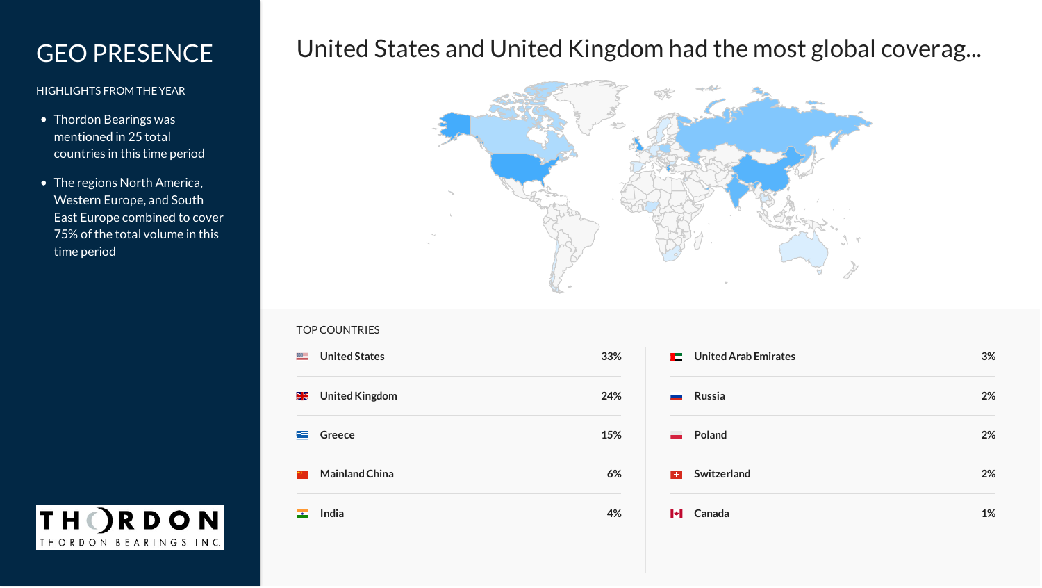# GEO PRESENCE

HIGHLIGHTS FROM THE YEAR

- Thordon Bearings was mentioned in 25 total countries in this time period
- The regions North America, Western Europe, and South East Europe combined to cover 75% of the total volume in this time period

## United States and United Kingdom had the most global coverag...

TOP COUNTRIES

| Country | Share |
| --- | --- |
| United States | 33% |
| United Kingdom | 24% |
| Greece | 15% |
| Mainland China | 6% |
| India | 4% |
| United Arab Emirates | 3% |
| Russia | 2% |
| Poland | 2% |
| Switzerland | 2% |
| Canada | 1% |

THORDON
THORDON BEARINGS INC.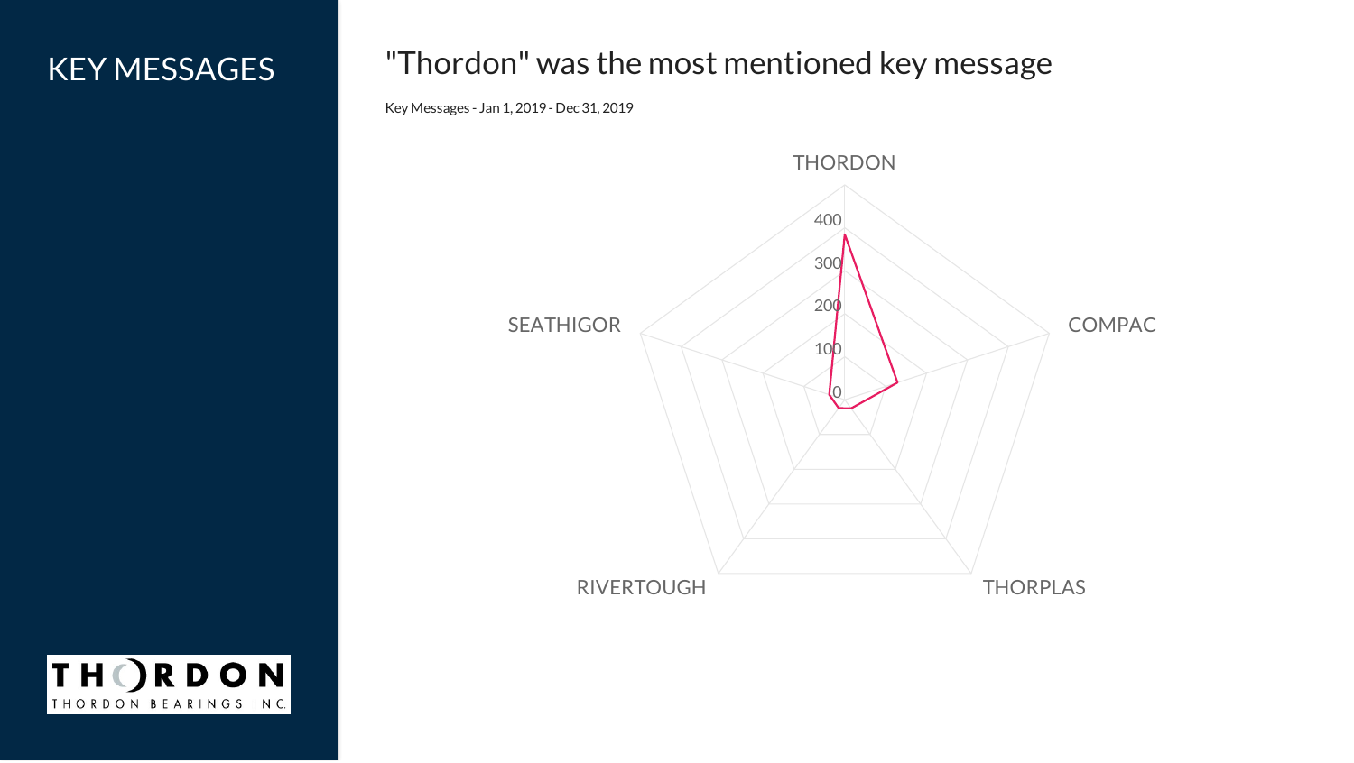# KEY MESSAGES

## "Thordon" was the most mentioned key message

Key Messages - Jan 1, 2019 - Dec 31, 2019

THORDON

400

300

200

100

0

COMPAC

THORPLAS

RIVERTOUGH

SEATHIGOR

THORDON
THORDON BEARINGS INC.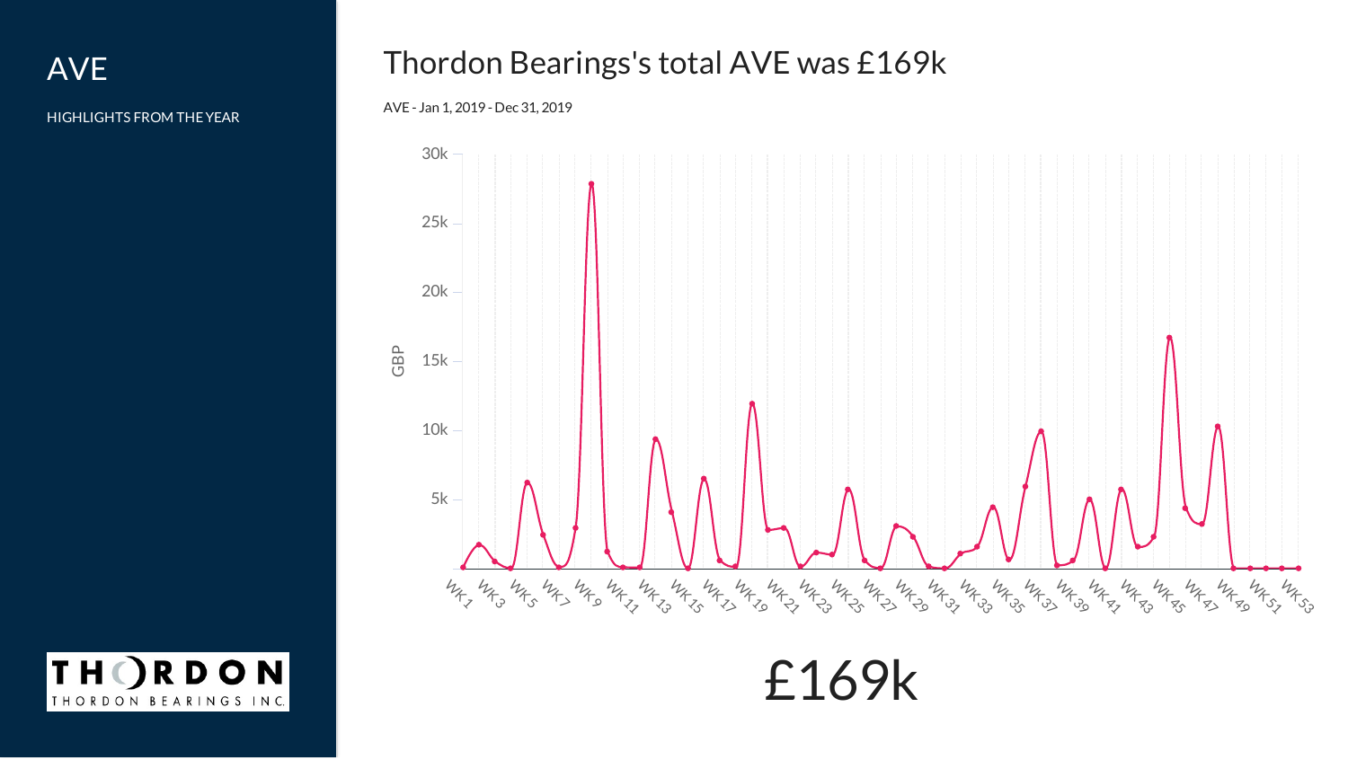# AVE

HIGHLIGHTS FROM THE YEAR

## Thordon Bearings's total AVE was £169k

AVE - Jan 1, 2019 - Dec 31, 2019

£169k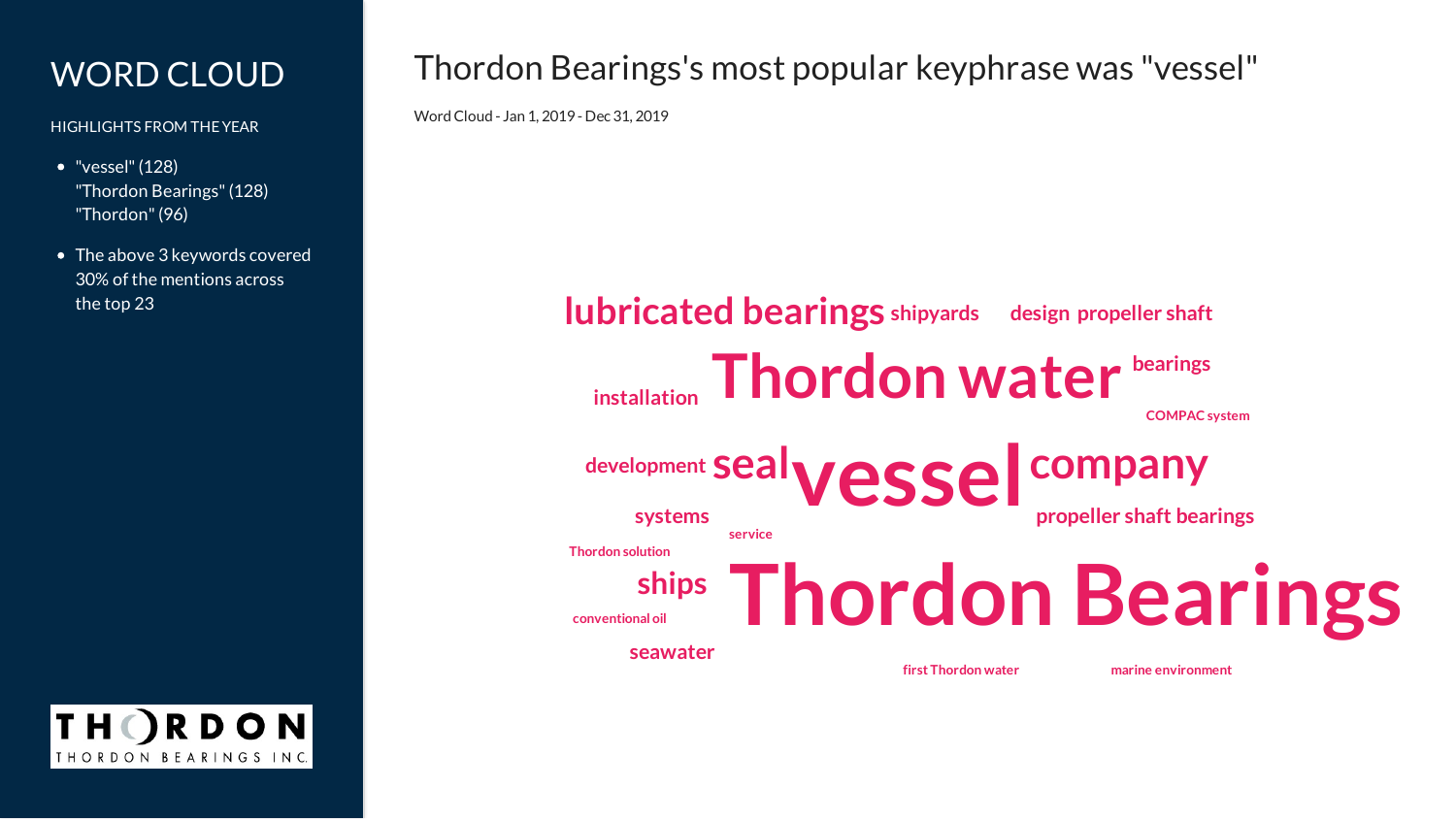# WORD CLOUD

HIGHLIGHTS FROM THE YEAR

- "vessel" (128)
  "Thordon Bearings" (128)
  "Thordon" (96)
- The above 3 keywords covered 30% of the mentions across the top 23

## Thordon Bearings's most popular keyphrase was "vessel"

Word Cloud - Jan 1, 2019 - Dec 31, 2019

lubricated bearings shipyards design propeller shaft

installation Thordon water bearings

COMPAC system

development seal vessel company

systems propeller shaft bearings

service

Thordon solution

ships Thordon Bearings

conventional oil

seawater

first Thordon water marine environment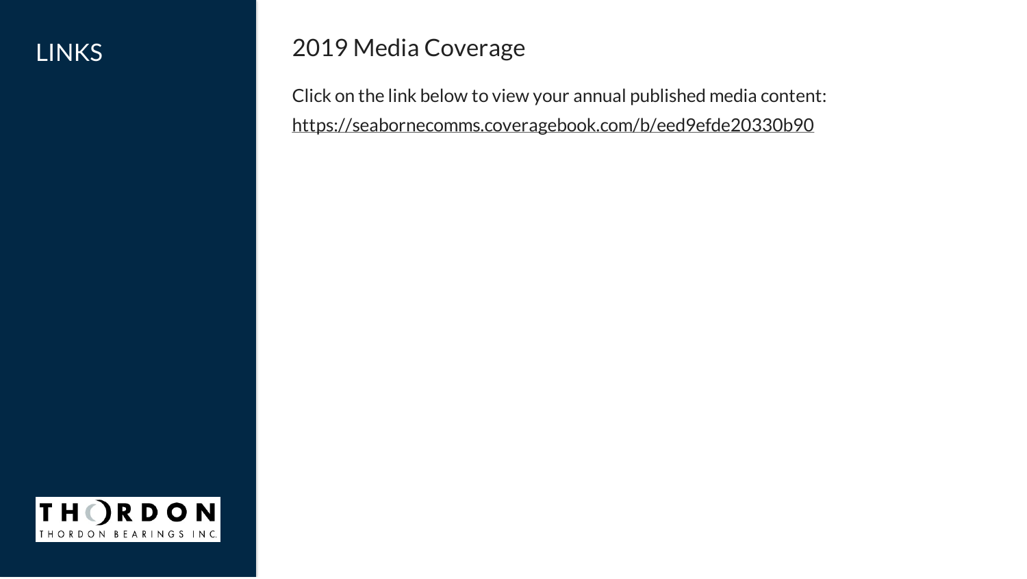# LINKS

## 2019 Media Coverage

Click on the link below to view your annual published media content:

https://seabornecomms.coveragebook.com/b/eed9efde20330b90

THORDON
THORDON BEARINGS INC.